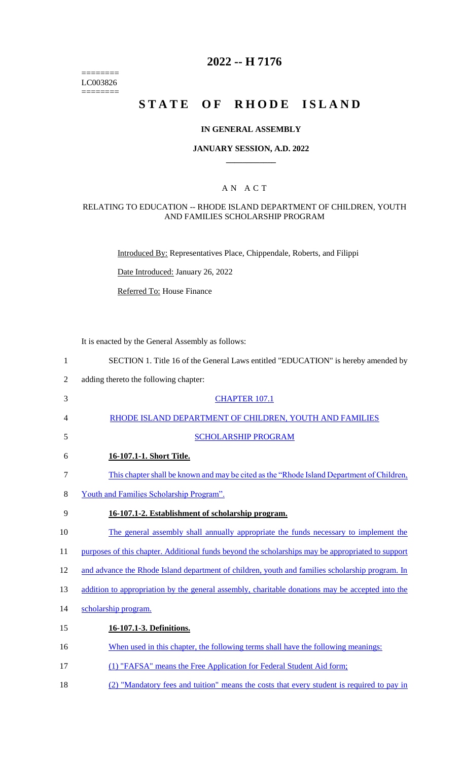========
LC003826
========

# 2022 -- H 7176

# STATE OF RHODE ISLAND

## IN GENERAL ASSEMBLY

### JANUARY SESSION, A.D. 2022

### A N A C T

#### RELATING TO EDUCATION -- RHODE ISLAND DEPARTMENT OF CHILDREN, YOUTH AND FAMILIES SCHOLARSHIP PROGRAM

Introduced By: Representatives Place, Chippendale, Roberts, and Filippi

Date Introduced: January 26, 2022

Referred To: House Finance

It is enacted by the General Assembly as follows:

1 SECTION 1. Title 16 of the General Laws entitled "EDUCATION" is hereby amended by
2 adding thereto the following chapter:

3 CHAPTER 107.1

4 RHODE ISLAND DEPARTMENT OF CHILDREN, YOUTH AND FAMILIES

5 SCHOLARSHIP PROGRAM

6 **16-107.1-1. Short Title.**

7 This chapter shall be known and may be cited as the "Rhode Island Department of Children,
8 Youth and Families Scholarship Program".

9 **16-107.1-2. Establishment of scholarship program.**

10 The general assembly shall annually appropriate the funds necessary to implement the
11 purposes of this chapter. Additional funds beyond the scholarships may be appropriated to support
12 and advance the Rhode Island department of children, youth and families scholarship program. In
13 addition to appropriation by the general assembly, charitable donations may be accepted into the
14 scholarship program.

15 **16-107.1-3. Definitions.**

16 When used in this chapter, the following terms shall have the following meanings:

17 (1) "FAFSA" means the Free Application for Federal Student Aid form;

18 (2) "Mandatory fees and tuition" means the costs that every student is required to pay in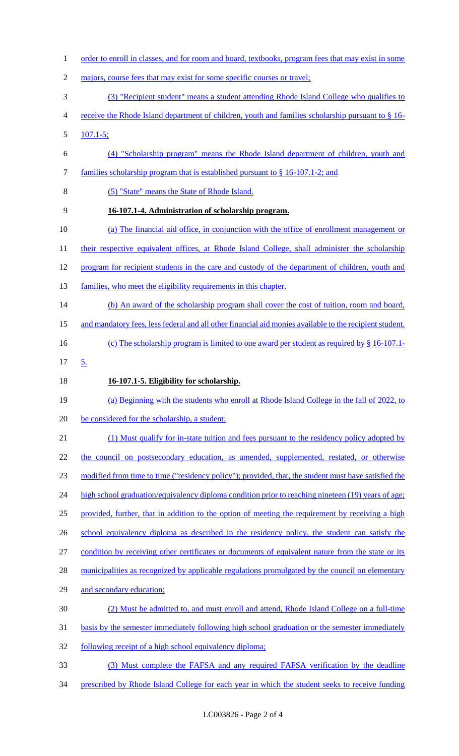order to enroll in classes, and for room and board, textbooks, program fees that may exist in some majors, course fees that may exist for some specific courses or travel;

(3) "Recipient student" means a student attending Rhode Island College who qualifies to receive the Rhode Island department of children, youth and families scholarship pursuant to § 16-107.1-5;

(4) "Scholarship program" means the Rhode Island department of children, youth and families scholarship program that is established pursuant to § 16-107.1-2; and

(5) "State" means the State of Rhode Island.

**16-107.1-4. Administration of scholarship program.**

(a) The financial aid office, in conjunction with the office of enrollment management or their respective equivalent offices, at Rhode Island College, shall administer the scholarship program for recipient students in the care and custody of the department of children, youth and families, who meet the eligibility requirements in this chapter.

(b) An award of the scholarship program shall cover the cost of tuition, room and board, and mandatory fees, less federal and all other financial aid monies available to the recipient student.

(c) The scholarship program is limited to one award per student as required by § 16-107.1-5.

**16-107.1-5. Eligibility for scholarship.**

(a) Beginning with the students who enroll at Rhode Island College in the fall of 2022, to be considered for the scholarship, a student:

(1) Must qualify for in-state tuition and fees pursuant to the residency policy adopted by the council on postsecondary education, as amended, supplemented, restated, or otherwise modified from time to time ("residency policy"); provided, that, the student must have satisfied the high school graduation/equivalency diploma condition prior to reaching nineteen (19) years of age; provided, further, that in addition to the option of meeting the requirement by receiving a high school equivalency diploma as described in the residency policy, the student can satisfy the condition by receiving other certificates or documents of equivalent nature from the state or its municipalities as recognized by applicable regulations promulgated by the council on elementary and secondary education;

(2) Must be admitted to, and must enroll and attend, Rhode Island College on a full-time basis by the semester immediately following high school graduation or the semester immediately following receipt of a high school equivalency diploma;

(3) Must complete the FAFSA and any required FAFSA verification by the deadline prescribed by Rhode Island College for each year in which the student seeks to receive funding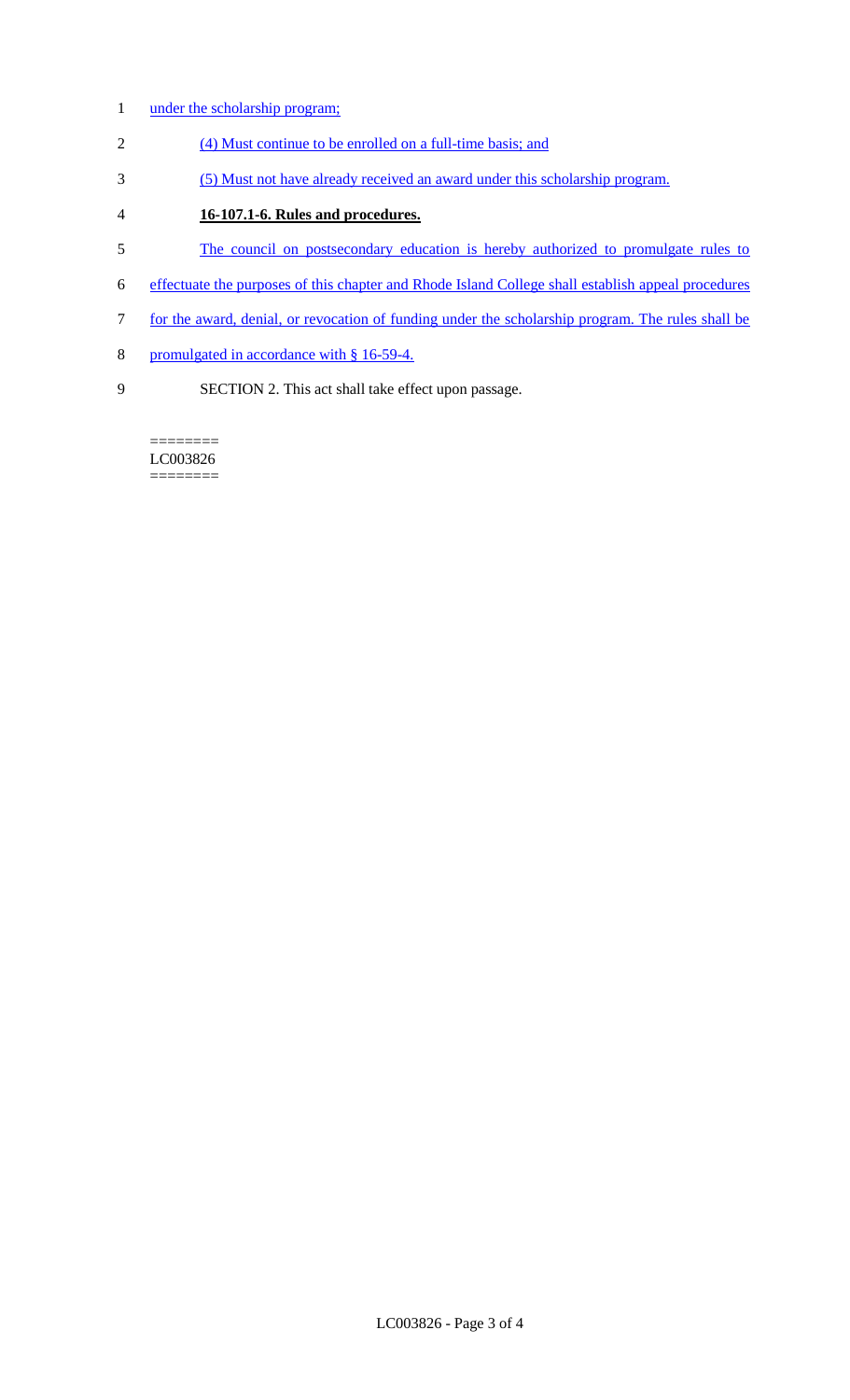under the scholarship program;

(4) Must continue to be enrolled on a full-time basis; and

(5) Must not have already received an award under this scholarship program.

**16-107.1-6. Rules and procedures.**

The council on postsecondary education is hereby authorized to promulgate rules to effectuate the purposes of this chapter and Rhode Island College shall establish appeal procedures for the award, denial, or revocation of funding under the scholarship program. The rules shall be promulgated in accordance with § 16-59-4.

SECTION 2. This act shall take effect upon passage.

========
LC003826
========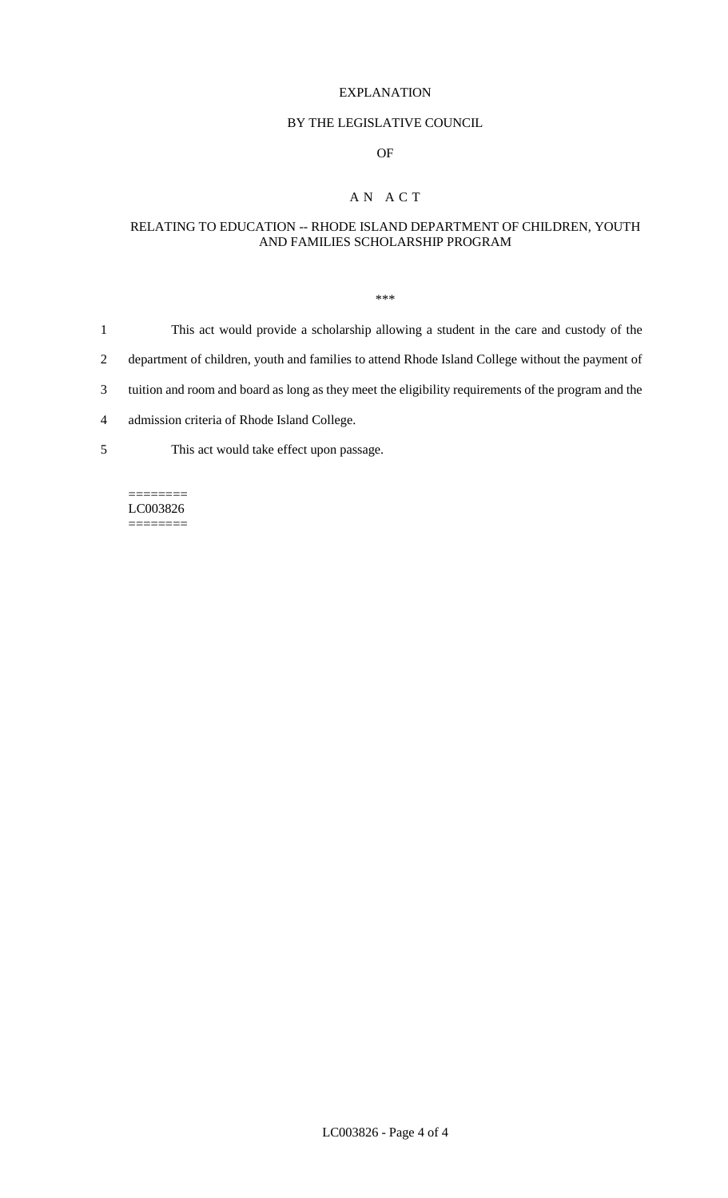EXPLANATION

BY THE LEGISLATIVE COUNCIL

OF

# A N A C T

RELATING TO EDUCATION -- RHODE ISLAND DEPARTMENT OF CHILDREN, YOUTH AND FAMILIES SCHOLARSHIP PROGRAM

\*\*\*

1 This act would provide a scholarship allowing a student in the care and custody of the
2 department of children, youth and families to attend Rhode Island College without the payment of
3 tuition and room and board as long as they meet the eligibility requirements of the program and the
4 admission criteria of Rhode Island College.
5 This act would take effect upon passage.

========
LC003826
========